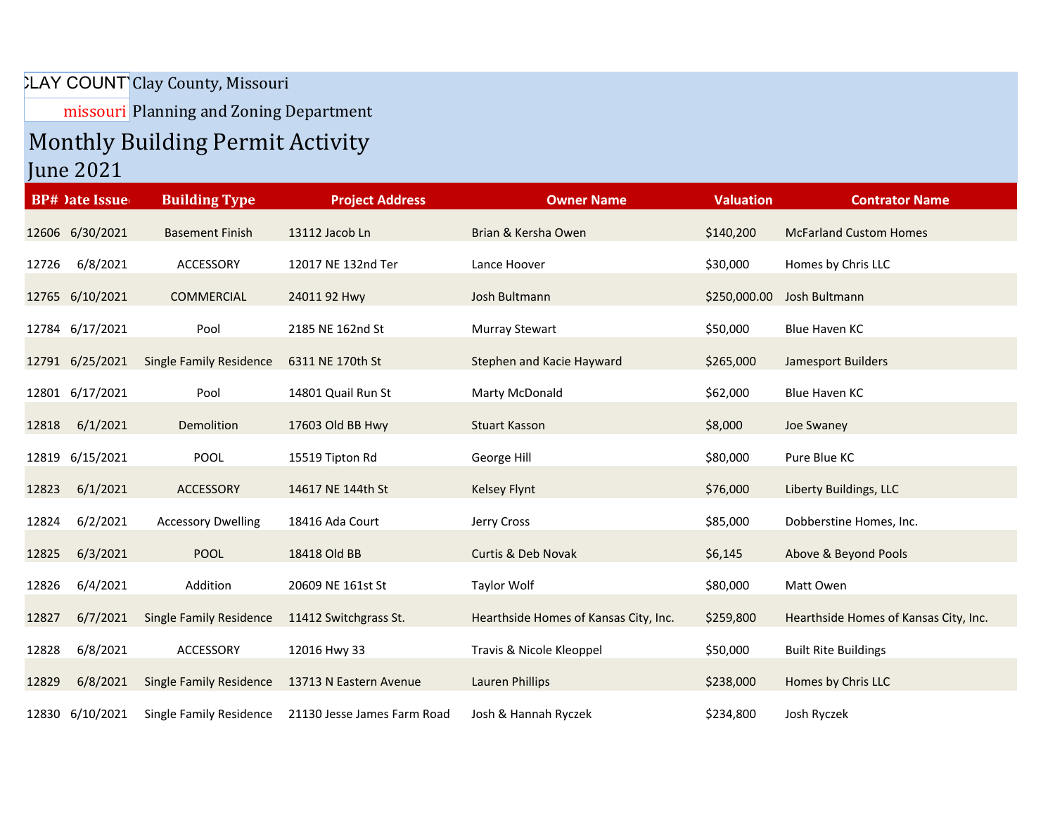CLAY COUNTY Clay County, Missouri

missouri Planning and Zoning Department

# Monthly Building Permit Activity

## June 2021

| BP# | Date Issued | Building Type | Project Address | Owner Name | Valuation | Contrator Name |
|---|---|---|---|---|---|---|
| 12606 | 6/30/2021 | Basement Finish | 13112 Jacob Ln | Brian & Kersha Owen | $140,200 | McFarland Custom Homes |
| 12726 | 6/8/2021 | ACCESSORY | 12017 NE 132nd Ter | Lance Hoover | $30,000 | Homes by Chris LLC |
| 12765 | 6/10/2021 | COMMERCIAL | 24011 92 Hwy | Josh Bultmann | $250,000.00 | Josh Bultmann |
| 12784 | 6/17/2021 | Pool | 2185 NE 162nd St | Murray Stewart | $50,000 | Blue Haven KC |
| 12791 | 6/25/2021 | Single Family Residence | 6311 NE 170th St | Stephen and Kacie Hayward | $265,000 | Jamesport Builders |
| 12801 | 6/17/2021 | Pool | 14801 Quail Run St | Marty McDonald | $62,000 | Blue Haven KC |
| 12818 | 6/1/2021 | Demolition | 17603 Old BB Hwy | Stuart Kasson | $8,000 | Joe Swaney |
| 12819 | 6/15/2021 | POOL | 15519 Tipton Rd | George Hill | $80,000 | Pure Blue KC |
| 12823 | 6/1/2021 | ACCESSORY | 14617 NE 144th St | Kelsey Flynt | $76,000 | Liberty Buildings, LLC |
| 12824 | 6/2/2021 | Accessory Dwelling | 18416 Ada Court | Jerry Cross | $85,000 | Dobberstine Homes, Inc. |
| 12825 | 6/3/2021 | POOL | 18418 Old BB | Curtis & Deb Novak | $6,145 | Above & Beyond Pools |
| 12826 | 6/4/2021 | Addition | 20609 NE 161st St | Taylor Wolf | $80,000 | Matt Owen |
| 12827 | 6/7/2021 | Single Family Residence | 11412 Switchgrass St. | Hearthside Homes of Kansas City, Inc. | $259,800 | Hearthside Homes of Kansas City, Inc. |
| 12828 | 6/8/2021 | ACCESSORY | 12016 Hwy 33 | Travis & Nicole Kleoppel | $50,000 | Built Rite Buildings |
| 12829 | 6/8/2021 | Single Family Residence | 13713 N Eastern Avenue | Lauren Phillips | $238,000 | Homes by Chris LLC |
| 12830 | 6/10/2021 | Single Family Residence | 21130 Jesse James Farm Road | Josh & Hannah Ryczek | $234,800 | Josh Ryczek |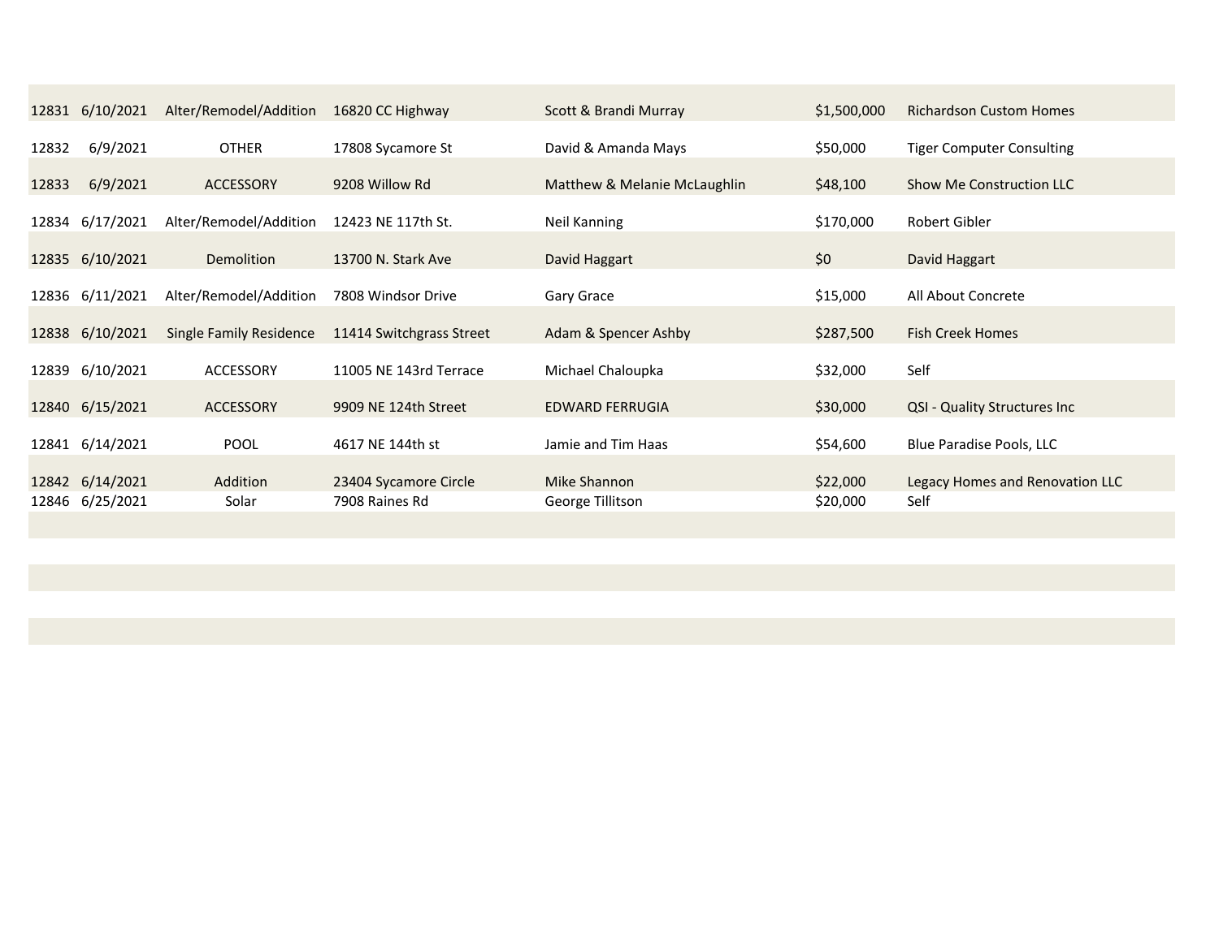| | | | | | | |
|---|---|---|---|---|---|---|
| 12831 | 6/10/2021 | Alter/Remodel/Addition | 16820 CC Highway | Scott & Brandi Murray | $1,500,000 | Richardson Custom Homes |
| 12832 | 6/9/2021 | OTHER | 17808 Sycamore St | David & Amanda Mays | $50,000 | Tiger Computer Consulting |
| 12833 | 6/9/2021 | ACCESSORY | 9208 Willow Rd | Matthew & Melanie McLaughlin | $48,100 | Show Me Construction LLC |
| 12834 | 6/17/2021 | Alter/Remodel/Addition | 12423 NE 117th St. | Neil Kanning | $170,000 | Robert Gibler |
| 12835 | 6/10/2021 | Demolition | 13700 N. Stark Ave | David Haggart | $0 | David Haggart |
| 12836 | 6/11/2021 | Alter/Remodel/Addition | 7808 Windsor Drive | Gary Grace | $15,000 | All About Concrete |
| 12838 | 6/10/2021 | Single Family Residence | 11414 Switchgrass Street | Adam & Spencer Ashby | $287,500 | Fish Creek Homes |
| 12839 | 6/10/2021 | ACCESSORY | 11005 NE 143rd Terrace | Michael Chaloupka | $32,000 | Self |
| 12840 | 6/15/2021 | ACCESSORY | 9909 NE 124th Street | EDWARD FERRUGIA | $30,000 | QSI - Quality Structures Inc |
| 12841 | 6/14/2021 | POOL | 4617 NE 144th st | Jamie and Tim Haas | $54,600 | Blue Paradise Pools, LLC |
| 12842 | 6/14/2021 | Addition | 23404 Sycamore Circle | Mike Shannon | $22,000 | Legacy Homes and Renovation LLC |
| 12846 | 6/25/2021 | Solar | 7908 Raines Rd | George Tillitson | $20,000 | Self |